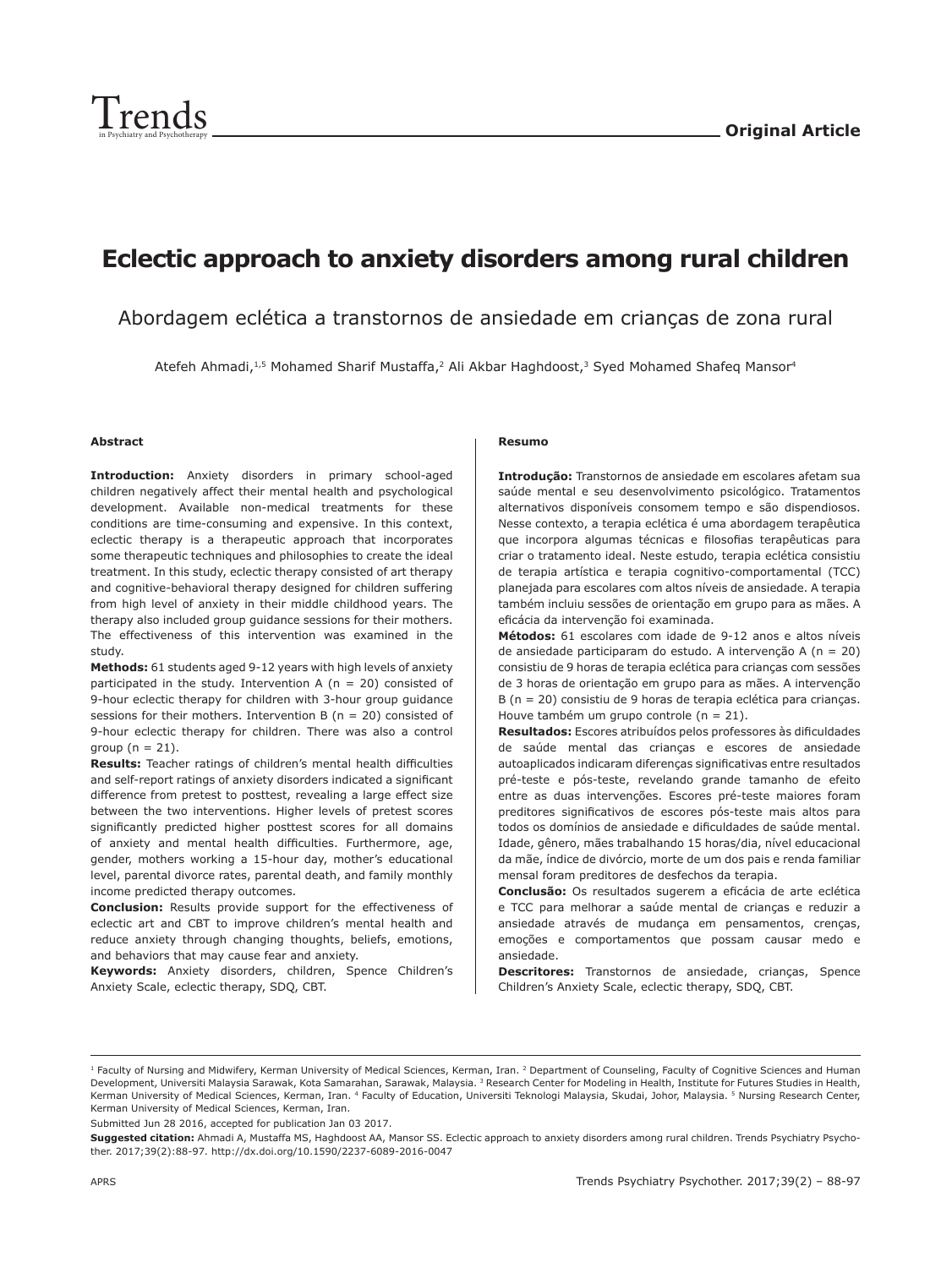Original Article

# Eclectic approach to anxiety disorders among rural children

## Abordagem eclética a transtornos de ansiedade em crianças de zona rural

Atefeh Ahmadi,[1,5] Mohamed Sharif Mustaffa,[2] Ali Akbar Haghdoost,[3] Syed Mohamed Shafeq Mansor[4]

### Abstract

**Introduction:** Anxiety disorders in primary school-aged children negatively affect their mental health and psychological development. Available non-medical treatments for these conditions are time-consuming and expensive. In this context, eclectic therapy is a therapeutic approach that incorporates some therapeutic techniques and philosophies to create the ideal treatment. In this study, eclectic therapy consisted of art therapy and cognitive-behavioral therapy designed for children suffering from high level of anxiety in their middle childhood years. The therapy also included group guidance sessions for their mothers. The effectiveness of this intervention was examined in the study.

**Methods:** 61 students aged 9-12 years with high levels of anxiety participated in the study. Intervention A (n = 20) consisted of 9-hour eclectic therapy for children with 3-hour group guidance sessions for their mothers. Intervention B (n = 20) consisted of 9-hour eclectic therapy for children. There was also a control group (n = 21).

**Results:** Teacher ratings of children's mental health difficulties and self-report ratings of anxiety disorders indicated a significant difference from pretest to posttest, revealing a large effect size between the two interventions. Higher levels of pretest scores significantly predicted higher posttest scores for all domains of anxiety and mental health difficulties. Furthermore, age, gender, mothers working a 15-hour day, mother's educational level, parental divorce rates, parental death, and family monthly income predicted therapy outcomes.

**Conclusion:** Results provide support for the effectiveness of eclectic art and CBT to improve children's mental health and reduce anxiety through changing thoughts, beliefs, emotions, and behaviors that may cause fear and anxiety.

**Keywords:** Anxiety disorders, children, Spence Children's Anxiety Scale, eclectic therapy, SDQ, CBT.

### Resumo

**Introdução:** Transtornos de ansiedade em escolares afetam sua saúde mental e seu desenvolvimento psicológico. Tratamentos alternativos disponíveis consomem tempo e são dispendiosos. Nesse contexto, a terapia eclética é uma abordagem terapêutica que incorpora algumas técnicas e filosofias terapêuticas para criar o tratamento ideal. Neste estudo, terapia eclética consistiu de terapia artística e terapia cognitivo-comportamental (TCC) planejada para escolares com altos níveis de ansiedade. A terapia também incluiu sessões de orientação em grupo para as mães. A eficácia da intervenção foi examinada.

**Métodos:** 61 escolares com idade de 9-12 anos e altos níveis de ansiedade participaram do estudo. A intervenção A (n = 20) consistiu de 9 horas de terapia eclética para crianças com sessões de 3 horas de orientação em grupo para as mães. A intervenção B (n = 20) consistiu de 9 horas de terapia eclética para crianças. Houve também um grupo controle (n = 21).

**Resultados:** Escores atribuídos pelos professores às dificuldades de saúde mental das crianças e escores de ansiedade autoaplicados indicaram diferenças significativas entre resultados pré-teste e pós-teste, revelando grande tamanho de efeito entre as duas intervenções. Escores pré-teste maiores foram preditores significativos de escores pós-teste mais altos para todos os domínios de ansiedade e dificuldades de saúde mental. Idade, gênero, mães trabalhando 15 horas/dia, nível educacional da mãe, índice de divórcio, morte de um dos pais e renda familiar mensal foram preditores de desfechos da terapia.

**Conclusão:** Os resultados sugerem a eficácia de arte eclética e TCC para melhorar a saúde mental de crianças e reduzir a ansiedade através de mudança em pensamentos, crenças, emoções e comportamentos que possam causar medo e ansiedade.

**Descritores:** Transtornos de ansiedade, crianças, Spence Children's Anxiety Scale, eclectic therapy, SDQ, CBT.

---

[1] Faculty of Nursing and Midwifery, Kerman University of Medical Sciences, Kerman, Iran. [2] Department of Counseling, Faculty of Cognitive Sciences and Human Development, Universiti Malaysia Sarawak, Kota Samarahan, Sarawak, Malaysia. [3] Research Center for Modeling in Health, Institute for Futures Studies in Health, Kerman University of Medical Sciences, Kerman, Iran. [4] Faculty of Education, Universiti Teknologi Malaysia, Skudai, Johor, Malaysia. [5] Nursing Research Center, Kerman University of Medical Sciences, Kerman, Iran.

Submitted Jun 28 2016, accepted for publication Jan 03 2017.

**Suggested citation:** Ahmadi A, Mustaffa MS, Haghdoost AA, Mansor SS. Eclectic approach to anxiety disorders among rural children. Trends Psychiatry Psychother. 2017;39(2):88-97. http://dx.doi.org/10.1590/2237-6089-2016-0047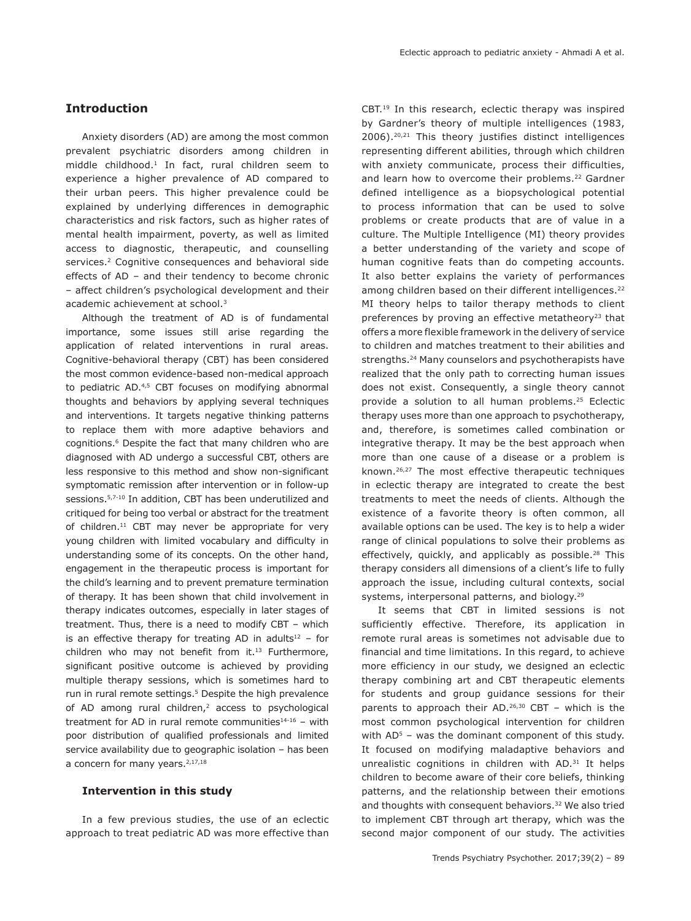## Introduction

Anxiety disorders (AD) are among the most common prevalent psychiatric disorders among children in middle childhood.[1] In fact, rural children seem to experience a higher prevalence of AD compared to their urban peers. This higher prevalence could be explained by underlying differences in demographic characteristics and risk factors, such as higher rates of mental health impairment, poverty, as well as limited access to diagnostic, therapeutic, and counselling services.[2] Cognitive consequences and behavioral side effects of AD – and their tendency to become chronic – affect children's psychological development and their academic achievement at school.[3]

Although the treatment of AD is of fundamental importance, some issues still arise regarding the application of related interventions in rural areas. Cognitive-behavioral therapy (CBT) has been considered the most common evidence-based non-medical approach to pediatric AD.[4,5] CBT focuses on modifying abnormal thoughts and behaviors by applying several techniques and interventions. It targets negative thinking patterns to replace them with more adaptive behaviors and cognitions.[6] Despite the fact that many children who are diagnosed with AD undergo a successful CBT, others are less responsive to this method and show non-significant symptomatic remission after intervention or in follow-up sessions.[5,7-10] In addition, CBT has been underutilized and critiqued for being too verbal or abstract for the treatment of children.[11] CBT may never be appropriate for very young children with limited vocabulary and difficulty in understanding some of its concepts. On the other hand, engagement in the therapeutic process is important for the child's learning and to prevent premature termination of therapy. It has been shown that child involvement in therapy indicates outcomes, especially in later stages of treatment. Thus, there is a need to modify CBT – which is an effective therapy for treating AD in adults[12] – for children who may not benefit from it.[13] Furthermore, significant positive outcome is achieved by providing multiple therapy sessions, which is sometimes hard to run in rural remote settings.[5] Despite the high prevalence of AD among rural children,[2] access to psychological treatment for AD in rural remote communities[14-16] – with poor distribution of qualified professionals and limited service availability due to geographic isolation – has been a concern for many years.[2,17,18]

### Intervention in this study

In a few previous studies, the use of an eclectic approach to treat pediatric AD was more effective than CBT.[19] In this research, eclectic therapy was inspired by Gardner's theory of multiple intelligences (1983, 2006).[20,21] This theory justifies distinct intelligences representing different abilities, through which children with anxiety communicate, process their difficulties, and learn how to overcome their problems.[22] Gardner defined intelligence as a biopsychological potential to process information that can be used to solve problems or create products that are of value in a culture. The Multiple Intelligence (MI) theory provides a better understanding of the variety and scope of human cognitive feats than do competing accounts. It also better explains the variety of performances among children based on their different intelligences.[22] MI theory helps to tailor therapy methods to client preferences by proving an effective metatheory[23] that offers a more flexible framework in the delivery of service to children and matches treatment to their abilities and strengths.[24] Many counselors and psychotherapists have realized that the only path to correcting human issues does not exist. Consequently, a single theory cannot provide a solution to all human problems.[25] Eclectic therapy uses more than one approach to psychotherapy, and, therefore, is sometimes called combination or integrative therapy. It may be the best approach when more than one cause of a disease or a problem is known.[26,27] The most effective therapeutic techniques in eclectic therapy are integrated to create the best treatments to meet the needs of clients. Although the existence of a favorite theory is often common, all available options can be used. The key is to help a wider range of clinical populations to solve their problems as effectively, quickly, and applicably as possible.[28] This therapy considers all dimensions of a client's life to fully approach the issue, including cultural contexts, social systems, interpersonal patterns, and biology.[29]

It seems that CBT in limited sessions is not sufficiently effective. Therefore, its application in remote rural areas is sometimes not advisable due to financial and time limitations. In this regard, to achieve more efficiency in our study, we designed an eclectic therapy combining art and CBT therapeutic elements for students and group guidance sessions for their parents to approach their AD.[26,30] CBT – which is the most common psychological intervention for children with AD[5] – was the dominant component of this study. It focused on modifying maladaptive behaviors and unrealistic cognitions in children with AD.[31] It helps children to become aware of their core beliefs, thinking patterns, and the relationship between their emotions and thoughts with consequent behaviors.[32] We also tried to implement CBT through art therapy, which was the second major component of our study. The activities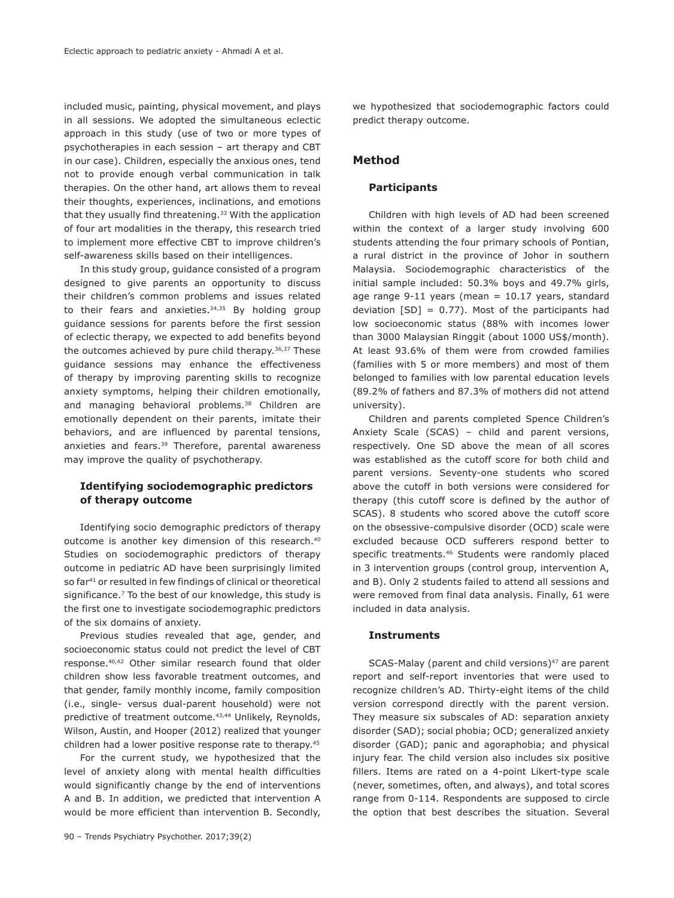included music, painting, physical movement, and plays in all sessions. We adopted the simultaneous eclectic approach in this study (use of two or more types of psychotherapies in each session – art therapy and CBT in our case). Children, especially the anxious ones, tend not to provide enough verbal communication in talk therapies. On the other hand, art allows them to reveal their thoughts, experiences, inclinations, and emotions that they usually find threatening.[33] With the application of four art modalities in the therapy, this research tried to implement more effective CBT to improve children's self-awareness skills based on their intelligences.

In this study group, guidance consisted of a program designed to give parents an opportunity to discuss their children's common problems and issues related to their fears and anxieties.[34,35] By holding group guidance sessions for parents before the first session of eclectic therapy, we expected to add benefits beyond the outcomes achieved by pure child therapy.[36,37] These guidance sessions may enhance the effectiveness of therapy by improving parenting skills to recognize anxiety symptoms, helping their children emotionally, and managing behavioral problems.[38] Children are emotionally dependent on their parents, imitate their behaviors, and are influenced by parental tensions, anxieties and fears.[39] Therefore, parental awareness may improve the quality of psychotherapy.

### Identifying sociodemographic predictors of therapy outcome

Identifying socio demographic predictors of therapy outcome is another key dimension of this research.[40] Studies on sociodemographic predictors of therapy outcome in pediatric AD have been surprisingly limited so far[41] or resulted in few findings of clinical or theoretical significance.[7] To the best of our knowledge, this study is the first one to investigate sociodemographic predictors of the six domains of anxiety.

Previous studies revealed that age, gender, and socioeconomic status could not predict the level of CBT response.[40,42] Other similar research found that older children show less favorable treatment outcomes, and that gender, family monthly income, family composition (i.e., single- versus dual-parent household) were not predictive of treatment outcome.[43,44] Unlikely, Reynolds, Wilson, Austin, and Hooper (2012) realized that younger children had a lower positive response rate to therapy.[45]

For the current study, we hypothesized that the level of anxiety along with mental health difficulties would significantly change by the end of interventions A and B. In addition, we predicted that intervention A would be more efficient than intervention B. Secondly, we hypothesized that sociodemographic factors could predict therapy outcome.

## Method

### Participants

Children with high levels of AD had been screened within the context of a larger study involving 600 students attending the four primary schools of Pontian, a rural district in the province of Johor in southern Malaysia. Sociodemographic characteristics of the initial sample included: 50.3% boys and 49.7% girls, age range 9-11 years (mean = 10.17 years, standard deviation [SD] = 0.77). Most of the participants had low socioeconomic status (88% with incomes lower than 3000 Malaysian Ringgit (about 1000 US$/month). At least 93.6% of them were from crowded families (families with 5 or more members) and most of them belonged to families with low parental education levels (89.2% of fathers and 87.3% of mothers did not attend university).

Children and parents completed Spence Children's Anxiety Scale (SCAS) – child and parent versions, respectively. One SD above the mean of all scores was established as the cutoff score for both child and parent versions. Seventy-one students who scored above the cutoff in both versions were considered for therapy (this cutoff score is defined by the author of SCAS). 8 students who scored above the cutoff score on the obsessive-compulsive disorder (OCD) scale were excluded because OCD sufferers respond better to specific treatments.[46] Students were randomly placed in 3 intervention groups (control group, intervention A, and B). Only 2 students failed to attend all sessions and were removed from final data analysis. Finally, 61 were included in data analysis.

### Instruments

SCAS-Malay (parent and child versions)[47] are parent report and self-report inventories that were used to recognize children's AD. Thirty-eight items of the child version correspond directly with the parent version. They measure six subscales of AD: separation anxiety disorder (SAD); social phobia; OCD; generalized anxiety disorder (GAD); panic and agoraphobia; and physical injury fear. The child version also includes six positive fillers. Items are rated on a 4-point Likert-type scale (never, sometimes, often, and always), and total scores range from 0-114. Respondents are supposed to circle the option that best describes the situation. Several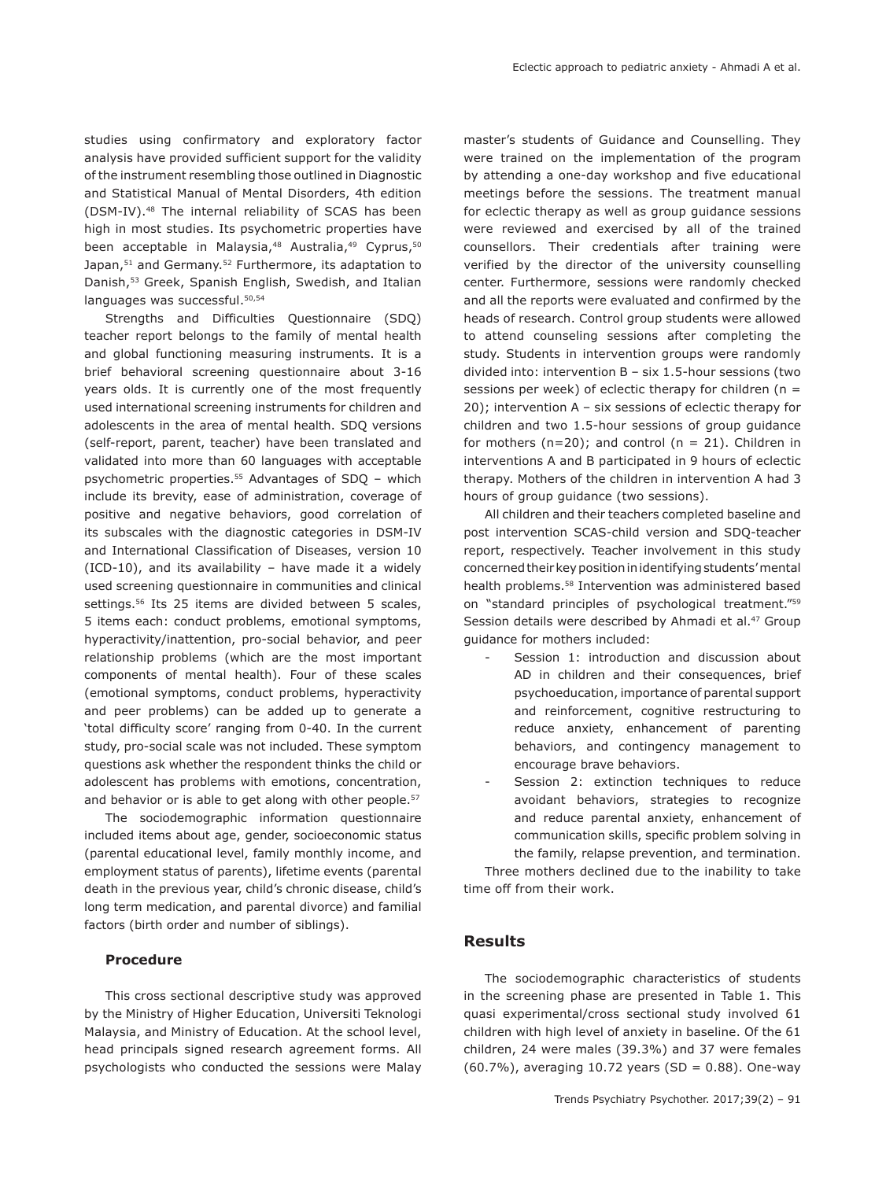studies using confirmatory and exploratory factor analysis have provided sufficient support for the validity of the instrument resembling those outlined in Diagnostic and Statistical Manual of Mental Disorders, 4th edition (DSM-IV).[48] The internal reliability of SCAS has been high in most studies. Its psychometric properties have been acceptable in Malaysia,[48] Australia,[49] Cyprus,[50] Japan,[51] and Germany.[52] Furthermore, its adaptation to Danish,[53] Greek, Spanish English, Swedish, and Italian languages was successful.[50,54]

Strengths and Difficulties Questionnaire (SDQ) teacher report belongs to the family of mental health and global functioning measuring instruments. It is a brief behavioral screening questionnaire about 3-16 years olds. It is currently one of the most frequently used international screening instruments for children and adolescents in the area of mental health. SDQ versions (self-report, parent, teacher) have been translated and validated into more than 60 languages with acceptable psychometric properties.[55] Advantages of SDQ – which include its brevity, ease of administration, coverage of positive and negative behaviors, good correlation of its subscales with the diagnostic categories in DSM-IV and International Classification of Diseases, version 10 (ICD-10), and its availability – have made it a widely used screening questionnaire in communities and clinical settings.[56] Its 25 items are divided between 5 scales, 5 items each: conduct problems, emotional symptoms, hyperactivity/inattention, pro-social behavior, and peer relationship problems (which are the most important components of mental health). Four of these scales (emotional symptoms, conduct problems, hyperactivity and peer problems) can be added up to generate a 'total difficulty score' ranging from 0-40. In the current study, pro-social scale was not included. These symptom questions ask whether the respondent thinks the child or adolescent has problems with emotions, concentration, and behavior or is able to get along with other people.[57]

The sociodemographic information questionnaire included items about age, gender, socioeconomic status (parental educational level, family monthly income, and employment status of parents), lifetime events (parental death in the previous year, child's chronic disease, child's long term medication, and parental divorce) and familial factors (birth order and number of siblings).

### Procedure

This cross sectional descriptive study was approved by the Ministry of Higher Education, Universiti Teknologi Malaysia, and Ministry of Education. At the school level, head principals signed research agreement forms. All psychologists who conducted the sessions were Malay master's students of Guidance and Counselling. They were trained on the implementation of the program by attending a one-day workshop and five educational meetings before the sessions. The treatment manual for eclectic therapy as well as group guidance sessions were reviewed and exercised by all of the trained counsellors. Their credentials after training were verified by the director of the university counselling center. Furthermore, sessions were randomly checked and all the reports were evaluated and confirmed by the heads of research. Control group students were allowed to attend counseling sessions after completing the study. Students in intervention groups were randomly divided into: intervention B – six 1.5-hour sessions (two sessions per week) of eclectic therapy for children (n = 20); intervention A – six sessions of eclectic therapy for children and two 1.5-hour sessions of group guidance for mothers (n=20); and control (n = 21). Children in interventions A and B participated in 9 hours of eclectic therapy. Mothers of the children in intervention A had 3 hours of group guidance (two sessions).

All children and their teachers completed baseline and post intervention SCAS-child version and SDQ-teacher report, respectively. Teacher involvement in this study concerned their key position in identifying students' mental health problems.[58] Intervention was administered based on "standard principles of psychological treatment."[59] Session details were described by Ahmadi et al.[47] Group guidance for mothers included:

- Session 1: introduction and discussion about AD in children and their consequences, brief psychoeducation, importance of parental support and reinforcement, cognitive restructuring to reduce anxiety, enhancement of parenting behaviors, and contingency management to encourage brave behaviors.
- Session 2: extinction techniques to reduce avoidant behaviors, strategies to recognize and reduce parental anxiety, enhancement of communication skills, specific problem solving in the family, relapse prevention, and termination.

Three mothers declined due to the inability to take time off from their work.

## Results

The sociodemographic characteristics of students in the screening phase are presented in Table 1. This quasi experimental/cross sectional study involved 61 children with high level of anxiety in baseline. Of the 61 children, 24 were males (39.3%) and 37 were females (60.7%), averaging 10.72 years (SD = 0.88). One-way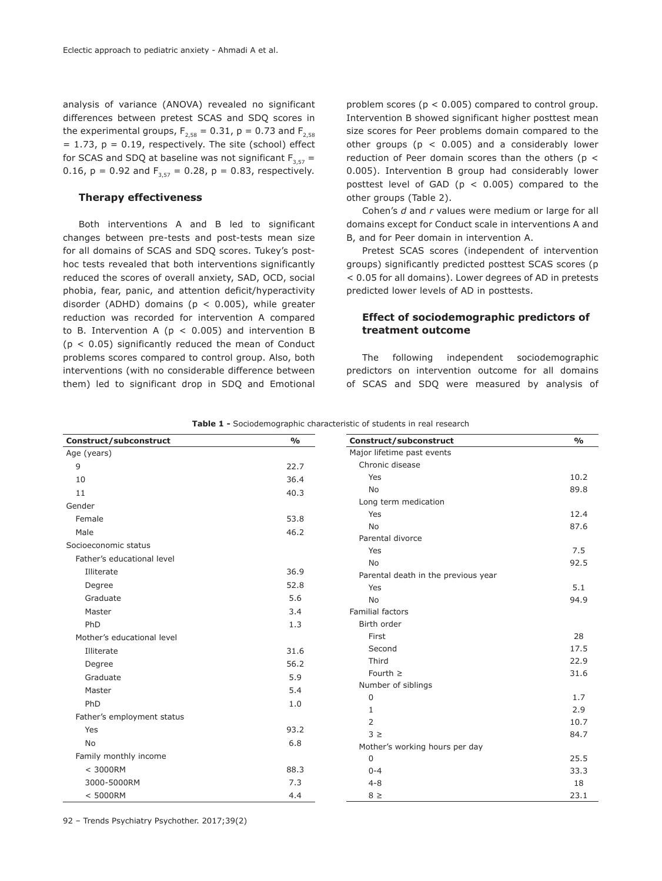analysis of variance (ANOVA) revealed no significant differences between pretest SCAS and SDQ scores in the experimental groups, $F_{2,58} = 0.31$, $p = 0.73$ and $F_{2,58} = 1.73$, $p = 0.19$, respectively. The site (school) effect for SCAS and SDQ at baseline was not significant $F_{3,57} = 0.16$, $p = 0.92$ and $F_{3,57} = 0.28$, $p = 0.83$, respectively.

### Therapy effectiveness

Both interventions A and B led to significant changes between pre-tests and post-tests mean size for all domains of SCAS and SDQ scores. Tukey's post-hoc tests revealed that both interventions significantly reduced the scores of overall anxiety, SAD, OCD, social phobia, fear, panic, and attention deficit/hyperactivity disorder (ADHD) domains ($p < 0.005$), while greater reduction was recorded for intervention A compared to B. Intervention A ($p < 0.005$) and intervention B ($p < 0.05$) significantly reduced the mean of Conduct problems scores compared to control group. Also, both interventions (with no considerable difference between them) led to significant drop in SDQ and Emotional problem scores ($p < 0.005$) compared to control group. Intervention B showed significant higher posttest mean size scores for Peer problems domain compared to the other groups ($p < 0.005$) and a considerably lower reduction of Peer domain scores than the others ($p < 0.005$). Intervention B group had considerably lower posttest level of GAD ($p < 0.005$) compared to the other groups (Table 2).

Cohen's *d* and *r* values were medium or large for all domains except for Conduct scale in interventions A and B, and for Peer domain in intervention A.

Pretest SCAS scores (independent of intervention groups) significantly predicted posttest SCAS scores ($p < 0.05$ for all domains). Lower degrees of AD in pretests predicted lower levels of AD in posttests.

### Effect of sociodemographic predictors of treatment outcome

The following independent sociodemographic predictors on intervention outcome for all domains of SCAS and SDQ were measured by analysis of

**Table 1 -** Sociodemographic characteristic of students in real research

| Construct/subconstruct | % |
|---|---|
| Age (years) | |
| 9 | 22.7 |
| 10 | 36.4 |
| 11 | 40.3 |
| Gender | |
| Female | 53.8 |
| Male | 46.2 |
| Socioeconomic status | |
| Father's educational level | |
| Illiterate | 36.9 |
| Degree | 52.8 |
| Graduate | 5.6 |
| Master | 3.4 |
| PhD | 1.3 |
| Mother's educational level | |
| Illiterate | 31.6 |
| Degree | 56.2 |
| Graduate | 5.9 |
| Master | 5.4 |
| PhD | 1.0 |
| Father's employment status | |
| Yes | 93.2 |
| No | 6.8 |
| Family monthly income | |
| < 3000RM | 88.3 |
| 3000-5000RM | 7.3 |
| < 5000RM | 4.4 |
| Major lifetime past events | |
| Chronic disease | |
| Yes | 10.2 |
| No | 89.8 |
| Long term medication | |
| Yes | 12.4 |
| No | 87.6 |
| Parental divorce | |
| Yes | 7.5 |
| No | 92.5 |
| Parental death in the previous year | |
| Yes | 5.1 |
| No | 94.9 |
| Familial factors | |
| Birth order | |
| First | 28 |
| Second | 17.5 |
| Third | 22.9 |
| Fourth ≥ | 31.6 |
| Number of siblings | |
| 0 | 1.7 |
| 1 | 2.9 |
| 2 | 10.7 |
| 3 ≥ | 84.7 |
| Mother's working hours per day | |
| 0 | 25.5 |
| 0-4 | 33.3 |
| 4-8 | 18 |
| 8 ≥ | 23.1 |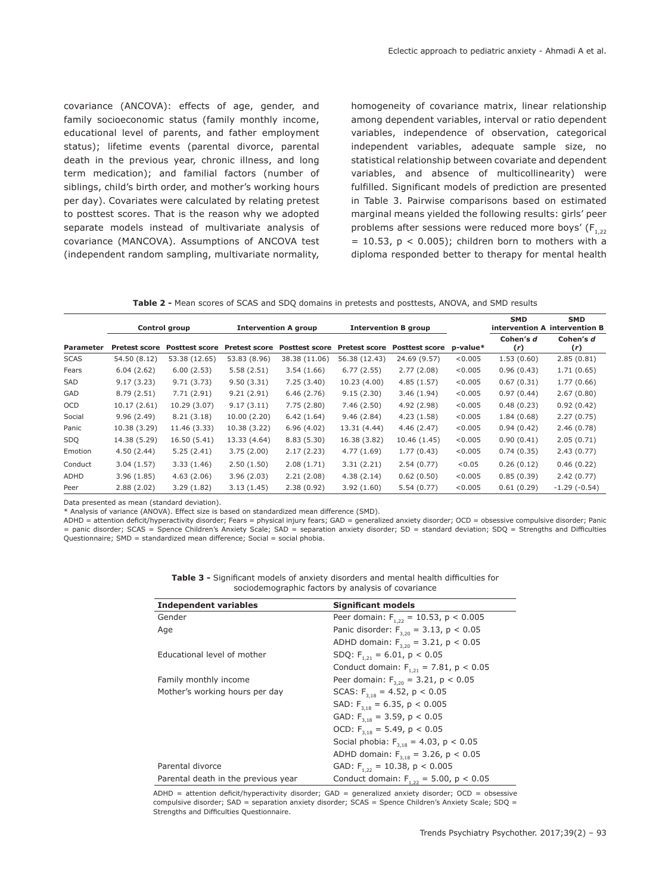covariance (ANCOVA): effects of age, gender, and family socioeconomic status (family monthly income, educational level of parents, and father employment status); lifetime events (parental divorce, parental death in the previous year, chronic illness, and long term medication); and familial factors (number of siblings, child's birth order, and mother's working hours per day). Covariates were calculated by relating pretest to posttest scores. That is the reason why we adopted separate models instead of multivariate analysis of covariance (MANCOVA). Assumptions of ANCOVA test (independent random sampling, multivariate normality, homogeneity of covariance matrix, linear relationship among dependent variables, interval or ratio dependent variables, independence of observation, categorical independent variables, adequate sample size, no statistical relationship between covariate and dependent variables, and absence of multicollinearity) were fulfilled. Significant models of prediction are presented in Table 3. Pairwise comparisons based on estimated marginal means yielded the following results: girls' peer problems after sessions were reduced more boys' ($F_{1,22} = 10.53$, $p < 0.005$); children born to mothers with a diploma responded better to therapy for mental health

**Table 2 -** Mean scores of SCAS and SDQ domains in pretests and posttests, ANOVA, and SMD results

| | Control group | | Intervention A group | | Intervention B group | | | SMD intervention A | SMD intervention B |
|---|---|---|---|---|---|---|---|---|---|
| **Parameter** | **Pretest score** | **Posttest score** | **Pretest score** | **Posttest score** | **Pretest score** | **Posttest score** | **p-value*** | **Cohen's *d* (*r*)** | **Cohen's *d* (*r*)** |
| SCAS | 54.50 (8.12) | 53.38 (12.65) | 53.83 (8.96) | 38.38 (11.06) | 56.38 (12.43) | 24.69 (9.57) | <0.005 | 1.53 (0.60) | 2.85 (0.81) |
| Fears | 6.04 (2.62) | 6.00 (2.53) | 5.58 (2.51) | 3.54 (1.66) | 6.77 (2.55) | 2.77 (2.08) | <0.005 | 0.96 (0.43) | 1.71 (0.65) |
| SAD | 9.17 (3.23) | 9.71 (3.73) | 9.50 (3.31) | 7.25 (3.40) | 10.23 (4.00) | 4.85 (1.57) | <0.005 | 0.67 (0.31) | 1.77 (0.66) |
| GAD | 8.79 (2.51) | 7.71 (2.91) | 9.21 (2.91) | 6.46 (2.76) | 9.15 (2.30) | 3.46 (1.94) | <0.005 | 0.97 (0.44) | 2.67 (0.80) |
| OCD | 10.17 (2.61) | 10.29 (3.07) | 9.17 (3.11) | 7.75 (2.80) | 7.46 (2.50) | 4.92 (2.98) | <0.005 | 0.48 (0.23) | 0.92 (0.42) |
| Social | 9.96 (2.49) | 8.21 (3.18) | 10.00 (2.20) | 6.42 (1.64) | 9.46 (2.84) | 4.23 (1.58) | <0.005 | 1.84 (0.68) | 2.27 (0.75) |
| Panic | 10.38 (3.29) | 11.46 (3.33) | 10.38 (3.22) | 6.96 (4.02) | 13.31 (4.44) | 4.46 (2.47) | <0.005 | 0.94 (0.42) | 2.46 (0.78) |
| SDQ | 14.38 (5.29) | 16.50 (5.41) | 13.33 (4.64) | 8.83 (5.30) | 16.38 (3.82) | 10.46 (1.45) | <0.005 | 0.90 (0.41) | 2.05 (0.71) |
| Emotion | 4.50 (2.44) | 5.25 (2.41) | 3.75 (2.00) | 2.17 (2.23) | 4.77 (1.69) | 1.77 (0.43) | <0.005 | 0.74 (0.35) | 2.43 (0.77) |
| Conduct | 3.04 (1.57) | 3.33 (1.46) | 2.50 (1.50) | 2.08 (1.71) | 3.31 (2.21) | 2.54 (0.77) | <0.05 | 0.26 (0.12) | 0.46 (0.22) |
| ADHD | 3.96 (1.85) | 4.63 (2.06) | 3.96 (2.03) | 2.21 (2.08) | 4.38 (2.14) | 0.62 (0.50) | <0.005 | 0.85 (0.39) | 2.42 (0.77) |
| Peer | 2.88 (2.02) | 3.29 (1.82) | 3.13 (1.45) | 2.38 (0.92) | 3.92 (1.60) | 5.54 (0.77) | <0.005 | 0.61 (0.29) | -1.29 (-0.54) |

Data presented as mean (standard deviation).
* Analysis of variance (ANOVA). Effect size is based on standardized mean difference (SMD).
ADHD = attention deficit/hyperactivity disorder; Fears = physical injury fears; GAD = generalized anxiety disorder; OCD = obsessive compulsive disorder; Panic = panic disorder; SCAS = Spence Children's Anxiety Scale; SAD = separation anxiety disorder; SD = standard deviation; SDQ = Strengths and Difficulties Questionnaire; SMD = standardized mean difference; Social = social phobia.

**Table 3 -** Significant models of anxiety disorders and mental health difficulties for sociodemographic factors by analysis of covariance

| Independent variables | Significant models |
|---|---|
| Gender | Peer domain: $F_{1,22} = 10.53$, $p < 0.005$ |
| Age | Panic disorder: $F_{3,20} = 3.13$, $p < 0.05$ |
| | ADHD domain: $F_{3,20} = 3.21$, $p < 0.05$ |
| Educational level of mother | SDQ: $F_{1,21} = 6.01$, $p < 0.05$ |
| | Conduct domain: $F_{1,21} = 7.81$, $p < 0.05$ |
| Family monthly income | Peer domain: $F_{3,20} = 3.21$, $p < 0.05$ |
| Mother's working hours per day | SCAS: $F_{3,18} = 4.52$, $p < 0.05$ |
| | SAD: $F_{3,18} = 6.35$, $p < 0.005$ |
| | GAD: $F_{3,18} = 3.59$, $p < 0.05$ |
| | OCD: $F_{3,18} = 5.49$, $p < 0.05$ |
| | Social phobia: $F_{3,18} = 4.03$, $p < 0.05$ |
| | ADHD domain: $F_{3,18} = 3.26$, $p < 0.05$ |
| Parental divorce | GAD: $F_{1,22} = 10.38$, $p < 0.005$ |
| Parental death in the previous year | Conduct domain: $F_{1,22} = 5.00$, $p < 0.05$ |

ADHD = attention deficit/hyperactivity disorder; GAD = generalized anxiety disorder; OCD = obsessive compulsive disorder; SAD = separation anxiety disorder; SCAS = Spence Children's Anxiety Scale; SDQ = Strengths and Difficulties Questionnaire.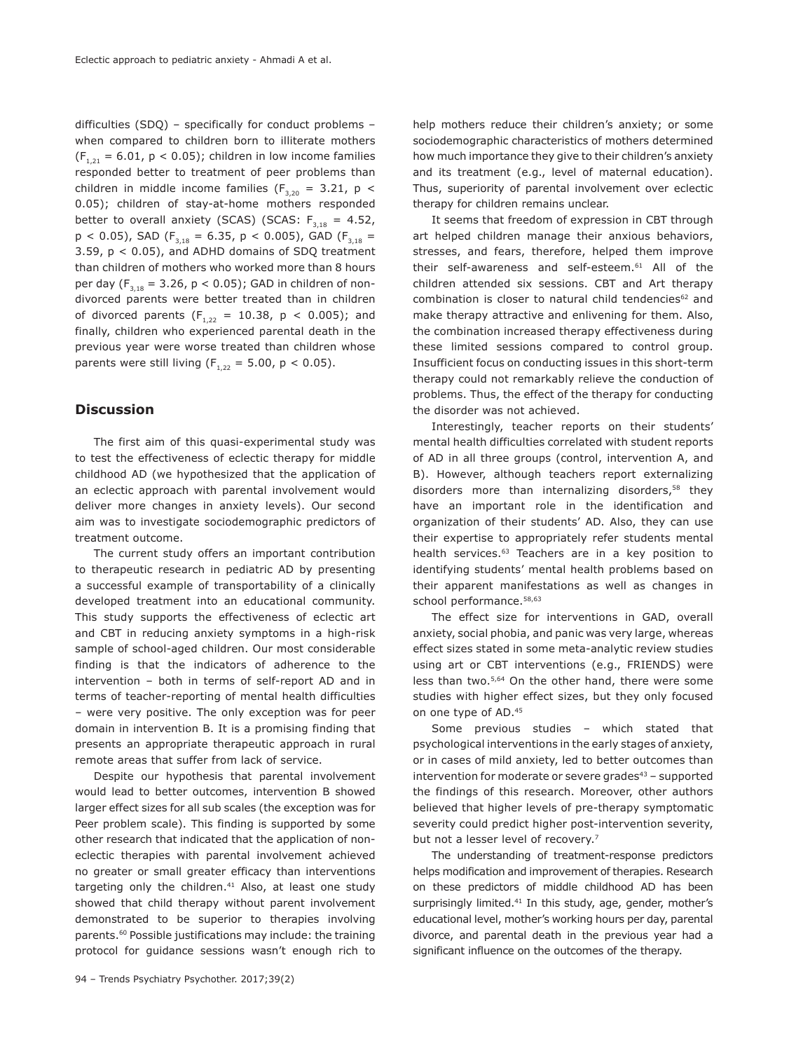difficulties (SDQ) – specifically for conduct problems – when compared to children born to illiterate mothers ($F_{1,21}$ = 6.01, $p < 0.05$); children in low income families responded better to treatment of peer problems than children in middle income families ($F_{3,20}$ = 3.21, $p < 0.05$); children of stay-at-home mothers responded better to overall anxiety (SCAS) (SCAS: $F_{3,18}$ = 4.52, $p < 0.05$), SAD ($F_{3,18}$ = 6.35, $p < 0.005$), GAD ($F_{3,18}$ = 3.59, $p < 0.05$), and ADHD domains of SDQ treatment than children of mothers who worked more than 8 hours per day ($F_{3,18}$ = 3.26, $p < 0.05$); GAD in children of non-divorced parents were better treated than in children of divorced parents ($F_{1,22}$ = 10.38, $p < 0.005$); and finally, children who experienced parental death in the previous year were worse treated than children whose parents were still living ($F_{1,22}$ = 5.00, $p < 0.05$).

## Discussion

The first aim of this quasi-experimental study was to test the effectiveness of eclectic therapy for middle childhood AD (we hypothesized that the application of an eclectic approach with parental involvement would deliver more changes in anxiety levels). Our second aim was to investigate sociodemographic predictors of treatment outcome.

The current study offers an important contribution to therapeutic research in pediatric AD by presenting a successful example of transportability of a clinically developed treatment into an educational community. This study supports the effectiveness of eclectic art and CBT in reducing anxiety symptoms in a high-risk sample of school-aged children. Our most considerable finding is that the indicators of adherence to the intervention – both in terms of self-report AD and in terms of teacher-reporting of mental health difficulties – were very positive. The only exception was for peer domain in intervention B. It is a promising finding that presents an appropriate therapeutic approach in rural remote areas that suffer from lack of service.

Despite our hypothesis that parental involvement would lead to better outcomes, intervention B showed larger effect sizes for all sub scales (the exception was for Peer problem scale). This finding is supported by some other research that indicated that the application of non-eclectic therapies with parental involvement achieved no greater or small greater efficacy than interventions targeting only the children.[41] Also, at least one study showed that child therapy without parent involvement demonstrated to be superior to therapies involving parents.[60] Possible justifications may include: the training protocol for guidance sessions wasn't enough rich to help mothers reduce their children's anxiety; or some sociodemographic characteristics of mothers determined how much importance they give to their children's anxiety and its treatment (e.g., level of maternal education). Thus, superiority of parental involvement over eclectic therapy for children remains unclear.

It seems that freedom of expression in CBT through art helped children manage their anxious behaviors, stresses, and fears, therefore, helped them improve their self-awareness and self-esteem.[61] All of the children attended six sessions. CBT and Art therapy combination is closer to natural child tendencies[62] and make therapy attractive and enlivening for them. Also, the combination increased therapy effectiveness during these limited sessions compared to control group. Insufficient focus on conducting issues in this short-term therapy could not remarkably relieve the conduction of problems. Thus, the effect of the therapy for conducting the disorder was not achieved.

Interestingly, teacher reports on their students' mental health difficulties correlated with student reports of AD in all three groups (control, intervention A, and B). However, although teachers report externalizing disorders more than internalizing disorders,[58] they have an important role in the identification and organization of their students' AD. Also, they can use their expertise to appropriately refer students mental health services.[63] Teachers are in a key position to identifying students' mental health problems based on their apparent manifestations as well as changes in school performance.[58,63]

The effect size for interventions in GAD, overall anxiety, social phobia, and panic was very large, whereas effect sizes stated in some meta-analytic review studies using art or CBT interventions (e.g., FRIENDS) were less than two.[5,64] On the other hand, there were some studies with higher effect sizes, but they only focused on one type of AD.[45]

Some previous studies – which stated that psychological interventions in the early stages of anxiety, or in cases of mild anxiety, led to better outcomes than intervention for moderate or severe grades[43] – supported the findings of this research. Moreover, other authors believed that higher levels of pre-therapy symptomatic severity could predict higher post-intervention severity, but not a lesser level of recovery.[7]

The understanding of treatment-response predictors helps modification and improvement of therapies. Research on these predictors of middle childhood AD has been surprisingly limited.[41] In this study, age, gender, mother's educational level, mother's working hours per day, parental divorce, and parental death in the previous year had a significant influence on the outcomes of the therapy.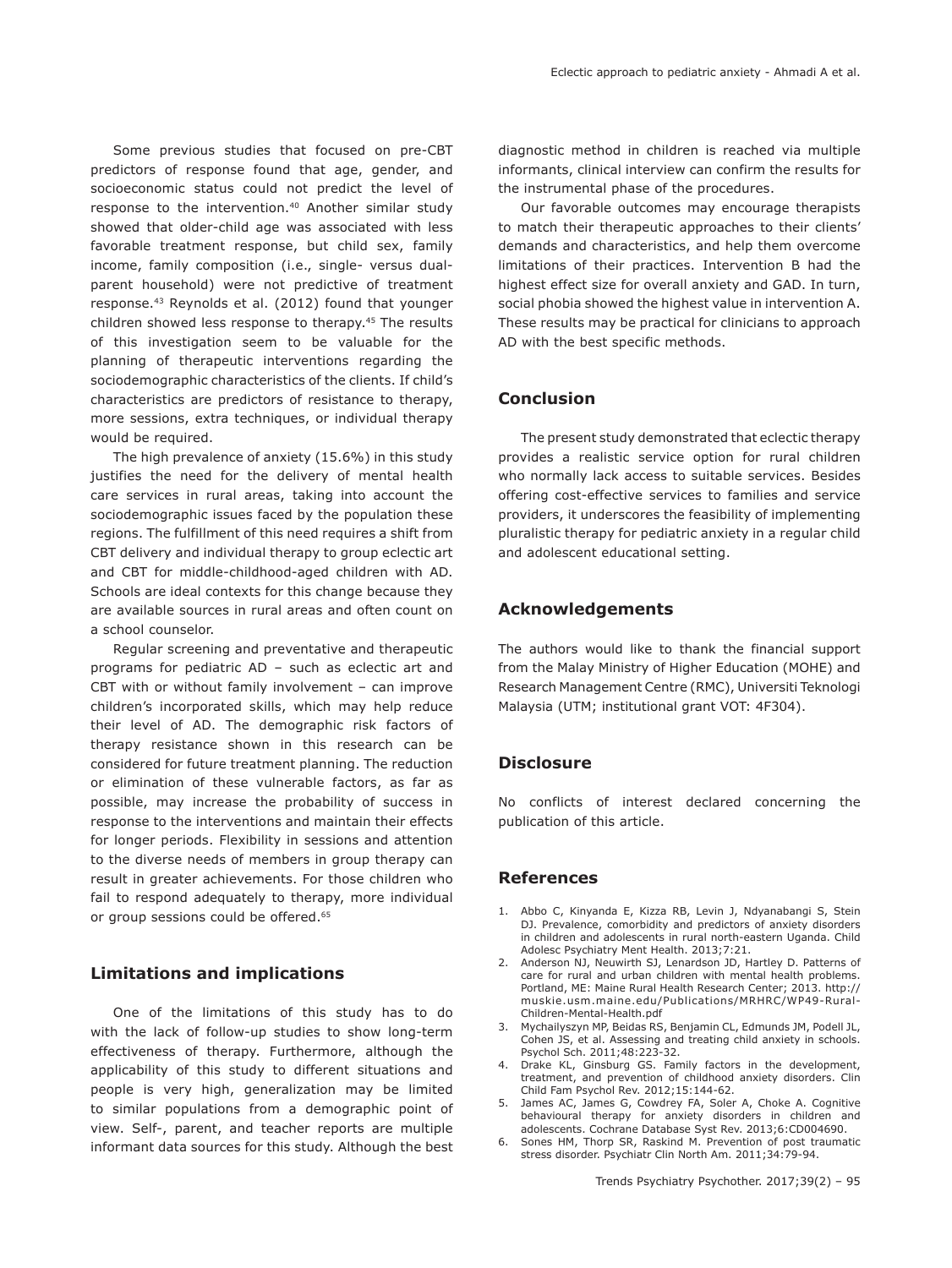Some previous studies that focused on pre-CBT predictors of response found that age, gender, and socioeconomic status could not predict the level of response to the intervention.[40] Another similar study showed that older-child age was associated with less favorable treatment response, but child sex, family income, family composition (i.e., single- versus dual-parent household) were not predictive of treatment response.[43] Reynolds et al. (2012) found that younger children showed less response to therapy.[45] The results of this investigation seem to be valuable for the planning of therapeutic interventions regarding the sociodemographic characteristics of the clients. If child's characteristics are predictors of resistance to therapy, more sessions, extra techniques, or individual therapy would be required.

The high prevalence of anxiety (15.6%) in this study justifies the need for the delivery of mental health care services in rural areas, taking into account the sociodemographic issues faced by the population these regions. The fulfillment of this need requires a shift from CBT delivery and individual therapy to group eclectic art and CBT for middle-childhood-aged children with AD. Schools are ideal contexts for this change because they are available sources in rural areas and often count on a school counselor.

Regular screening and preventative and therapeutic programs for pediatric AD – such as eclectic art and CBT with or without family involvement – can improve children's incorporated skills, which may help reduce their level of AD. The demographic risk factors of therapy resistance shown in this research can be considered for future treatment planning. The reduction or elimination of these vulnerable factors, as far as possible, may increase the probability of success in response to the interventions and maintain their effects for longer periods. Flexibility in sessions and attention to the diverse needs of members in group therapy can result in greater achievements. For those children who fail to respond adequately to therapy, more individual or group sessions could be offered.[65]

## Limitations and implications

One of the limitations of this study has to do with the lack of follow-up studies to show long-term effectiveness of therapy. Furthermore, although the applicability of this study to different situations and people is very high, generalization may be limited to similar populations from a demographic point of view. Self-, parent, and teacher reports are multiple informant data sources for this study. Although the best diagnostic method in children is reached via multiple informants, clinical interview can confirm the results for the instrumental phase of the procedures.

Our favorable outcomes may encourage therapists to match their therapeutic approaches to their clients' demands and characteristics, and help them overcome limitations of their practices. Intervention B had the highest effect size for overall anxiety and GAD. In turn, social phobia showed the highest value in intervention A. These results may be practical for clinicians to approach AD with the best specific methods.

## Conclusion

The present study demonstrated that eclectic therapy provides a realistic service option for rural children who normally lack access to suitable services. Besides offering cost-effective services to families and service providers, it underscores the feasibility of implementing pluralistic therapy for pediatric anxiety in a regular child and adolescent educational setting.

## Acknowledgements

The authors would like to thank the financial support from the Malay Ministry of Higher Education (MOHE) and Research Management Centre (RMC), Universiti Teknologi Malaysia (UTM; institutional grant VOT: 4F304).

## Disclosure

No conflicts of interest declared concerning the publication of this article.

## References

1. Abbo C, Kinyanda E, Kizza RB, Levin J, Ndyanabangi S, Stein DJ. Prevalence, comorbidity and predictors of anxiety disorders in children and adolescents in rural north-eastern Uganda. Child Adolesc Psychiatry Ment Health. 2013;7:21.
2. Anderson NJ, Neuwirth SJ, Lenardson JD, Hartley D. Patterns of care for rural and urban children with mental health problems. Portland, ME: Maine Rural Health Research Center; 2013. http://muskie.usm.maine.edu/Publications/MRHRC/WP49-Rural-Children-Mental-Health.pdf
3. Mychailyszyn MP, Beidas RS, Benjamin CL, Edmunds JM, Podell JL, Cohen JS, et al. Assessing and treating child anxiety in schools. Psychol Sch. 2011;48:223-32.
4. Drake KL, Ginsburg GS. Family factors in the development, treatment, and prevention of childhood anxiety disorders. Clin Child Fam Psychol Rev. 2012;15:144-62.
5. James AC, James G, Cowdrey FA, Soler A, Choke A. Cognitive behavioural therapy for anxiety disorders in children and adolescents. Cochrane Database Syst Rev. 2013;6:CD004690.
6. Sones HM, Thorp SR, Raskind M. Prevention of post traumatic stress disorder. Psychiatr Clin North Am. 2011;34:79-94.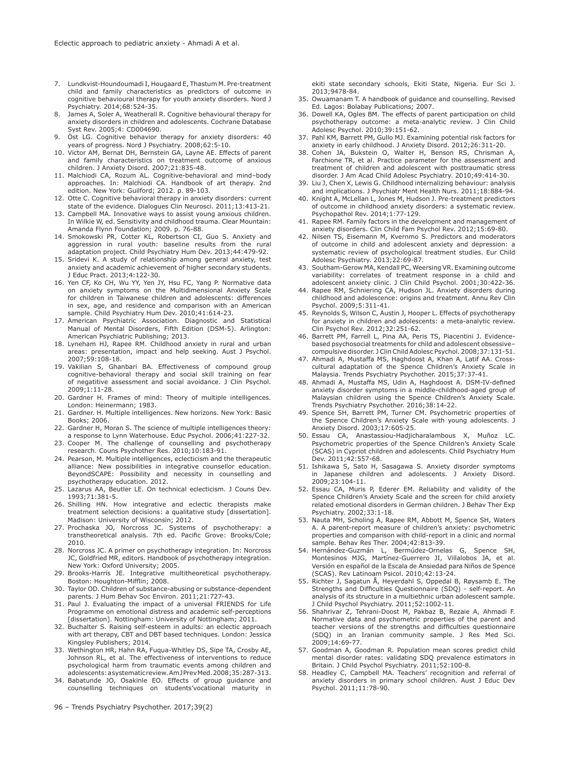7. Lundkvist-Houndoumadi I, Hougaard E, Thastum M. Pre-treatment child and family characteristics as predictors of outcome in cognitive behavioural therapy for youth anxiety disorders. Nord J Psychiatry. 2014;68:524-35.
8. James A, Soler A, Weatherall R. Cognitive behavioural therapy for anxiety disorders in children and adolescents. Cochrane Database Syst Rev. 2005;4: CD004690.
9. Öst LG. Cognitive behavior therapy for anxiety disorders: 40 years of progress. Nord J Psychiatry. 2008;62:5-10.
10. Victor AM, Bernat DH, Bernstein GA, Layne AE. Effects of parent and family characteristics on treatment outcome of anxious children. J Anxiety Disord. 2007;21:835-48.
11. Malchiodi CA, Rozum AL. Cognitive-behavioral and mind–body approaches. In: Malchiodi CA. Handbook of art therapy. 2nd edition. New York: Guilford; 2012. p. 89-103.
12. Otte C. Cognitive behavioral therapy in anxiety disorders: current state of the evidence. Dialogues Clin Neurosci. 2011;13:413-21.
13. Campbell MA. Innovative ways to assist young anxious children. In Wilkie W, ed. Sensitivity and childhood trauma. Clear Mountain: Amanda Flynn Foundation; 2009. p. 76-88.
14. Smokowski PR, Cotter KL, Robertson CI, Guo S. Anxiety and aggression in rural youth: baseline results from the rural adaptation project. Child Psychiatry Hum Dev. 2013;44:479-92.
15. Sridevi K. A study of relationship among general anxiety, test anxiety and academic achievement of higher secondary students. J Educ Pract. 2013;4:122-30.
16. Yen CF, Ko CH, Wu YY, Yen JY, Hsu FC, Yang P. Normative data on anxiety symptoms on the Multidimensional Anxiety Scale for children in Taiwanese children and adolescents: differences in sex, age, and residence and comparison with an American sample. Child Psychiatry Hum Dev. 2010;41:614-23.
17. American Psychiatric Association. Diagnostic and Statistical Manual of Mental Disorders, Fifth Edition (DSM-5). Arlington: American Psychiatric Publishing; 2013.
18. Lyneham HJ, Rapee RM. Childhood anxiety in rural and urban areas: presentation, impact and help seeking. Aust J Psychol. 2007;59:108-18.
19. Vakilian S, Ghanbari BA. Effectiveness of compound group cognitive-behavioral therapy and social skill training on fear of negative assessment and social avoidance. J Clin Psychol. 2009;1:11-28.
20. Gardner H. Frames of mind: Theory of multiple intelligences. London: Heinermann; 1983.
21. Gardner. H. Multiple intelligences. New horizons. New York: Basic Books; 2006.
22. Gardner H, Moran S. The science of multiple intelligences theory: a response to Lynn Waterhouse. Educ Psychol. 2006;41:227-32.
23. Cooper M. The challenge of counselling and psychotherapy research. Couns Psychother Res. 2010;10:183-91.
24. Pearson, M. Multiple intelligences, eclecticism and the therapeutic alliance: New possibilities in integrative counsellor education. BeyondSCAPE: Possibility and necessity in counselling and psychotherapy education. 2012.
25. Lazarus AA, Beutler LE. On technical eclecticism. J Couns Dev. 1993;71:381-5.
26. Shilling HN. How integrative and eclectic therapists make treatment selection decisions: a qualitative study [dissertation]. Madison: University of Wisconsin; 2012.
27. Prochaska JO, Norcross JC. Systems of psychotherapy: a transtheoretical analysis. 7th ed. Pacific Grove: Brooks/Cole; 2010.
28. Norcross JC. A primer on psychotherapy integration. In: Norcross JC, Goldfried MR, editors. Handbook of psychotherapy integration. New York: Oxford University; 2005.
29. Brooks-Harris JE. Integrative multitheoretical psychotherapy. Boston: Houghton-Mifflin; 2008.
30. Taylor OD. Children of substance-abusing or substance-dependent parents. J Hum Behav Soc Environ. 2011;21:727-43.
31. Paul J. Evaluating the impact of a universal FRIENDS for Life Programme on emotional distress and academic self-perceptions [dissertation]. Nottingham: University of Nottingham; 2011.
32. Buchalter S. Raising self-esteem in adults: an eclectic approach with art therapy, CBT and DBT based techniques. London: Jessica Kingsley Publishers; 2014.
33. Wethington HR, Hahn RA, Fuqua-Whitley DS, Sipe TA, Crosby AE, Johnson RL, et al. The effectiveness of interventions to reduce psychological harm from traumatic events among children and adolescents: a systematic review. Am J Prev Med. 2008;35:287-313.
34. Babatunde JO, Osakinle EO. Effects of group guidance and counselling techniques on students'vocational maturity in ekiti state secondary schools, Ekiti State, Nigeria. Eur Sci J. 2013;9478-84.
35. Owuamanam T. A handbook of guidance and counselling. Revised Ed. Lagos: Bolabay Publications; 2007.
36. Dowell KA, Ogles BM. The effects of parent participation on child psychotherapy outcome: a meta-analytic review. J Clin Child Adolesc Psychol. 2010;39:151-62.
37. Pahl KM, Barrett PM, Gullo MJ. Examining potential risk factors for anxiety in early childhood. J Anxiety Disord. 2012;26:311-20.
38. Cohen JA, Bukstein O, Walter H, Benson RS, Chrisman A, Farchione TR, et al. Practice parameter for the assessment and treatment of children and adolescent with posttraumatic stress disorder. J Am Acad Child Adolesc Psychiatry. 2010;49:414-30.
39. Liu J, Chen X, Lewis G. Childhood internalizing behaviour: analysis and implications. J Psychiatr Ment Health Nurs. 2011;18:884-94.
40. Knight A, McLellan L, Jones M, Hudson J. Pre-treatment predictors of outcome in childhood anxiety disorders: a systematic review. Psychopathol Rev. 2014;1:77-129.
41. Rapee RM. Family factors in the development and management of anxiety disorders. Clin Child Fam Psychol Rev. 2012;15:69-80.
42. Nilsen TS, Eisemann M, Kvernmo S. Predictors and moderators of outcome in child and adolescent anxiety and depression: a systematic review of psychological treatment studies. Eur Child Adolesc Psychiatry. 2013;22:69-87.
43. Southam-Gerow MA, Kendall PC, Weersing VR. Examining outcome variability: correlates of treatment response in a child and adolescent anxiety clinic. J Clin Child Psychol. 2001;30:422-36.
44. Rapee RM, Schniering CA, Hudson JL. Anxiety disorders during childhood and adolescence: origins and treatment. Annu Rev Clin Psychol. 2009;5:311-41.
45. Reynolds S, Wilson C, Austin J, Hooper L. Effects of psychotherapy for anxiety in children and adolescents: a meta-analytic review. Clin Psychol Rev. 2012;32:251-62.
46. Barrett PM, Farrell L, Pina AA, Peris TS, Piacentini J. Evidence-based psychosocial treatments for child and adolescent obsessive–compulsive disorder. J Clin Child Adolesc Psychol. 2008;37:131-51.
47. Ahmadi A, Mustaffa MS, Haghdoost A, Khan A, Latif AA. Cross-cultural adaptation of the Spence Children's Anxiety Scale in Malaysia. Trends Psychiatry Psychother. 2015;37:37-41.
48. Ahmadi A, Mustaffa MS, Udin A, Haghdoost A. DSM-IV-defined anxiety disorder symptoms in a middle-childhood-aged group of Malaysian children using the Spence Children's Anxiety Scale. Trends Psychiatry Psychother. 2016;38:14-22.
49. Spence SH, Barrett PM, Turner CM. Psychometric properties of the Spence Children's Anxiety Scale with young adolescents. J Anxiety Disord. 2003;17:605-25.
50. Essau CA, Anastassiou-Hadjicharalambous X, Muñoz LC. Psychometric properties of the Spence Children's Anxiety Scale (SCAS) in Cypriot children and adolescents. Child Psychiatry Hum Dev. 2011;42:557-68.
51. Ishikawa S, Sato H, Sasagawa S. Anxiety disorder symptoms in Japanese children and adolescents. J Anxiety Disord. 2009;23:104-11.
52. Essau CA, Muris P, Ederer EM. Reliability and validity of the Spence Children's Anxiety Scale and the screen for child anxiety related emotional disorders in German children. J Behav Ther Exp Psychiatry. 2002;33:1-18.
53. Nauta MH, Scholing A, Rapee RM, Abbott M, Spence SH, Waters A. A parent-report measure of children's anxiety: psychometric properties and comparison with child-report in a clinic and normal sample. Behav Res Ther. 2004;42:813-39.
54. Hernández-Guzmán L, Bermúdez-Ornelas G, Spence SH, Montesinos MJG, Martínez-Guerrero JI, Villalobos JA, et al. Versión en español de la Escala de Ansiedad para Niños de Spence (SCAS). Rev Latinoam Psicol. 2010;42:13-24.
55. Richter J, Sagatun Å, Heyerdahl S, Oppedal B, Røysamb E. The Strengths and Difficulties Questionnaire (SDQ) - self-report. An analysis of its structure in a multiethnic urban adolescent sample. J Child Psychol Psychiatry. 2011;52:1002-11.
56. Shahrivar Z, Tehrani-Doost M, Pakbaz B, Rezaie A, Ahmadi F. Normative data and psychometric properties of the parent and teacher versions of the strengths and difficulties questionnaire (SDQ) in an Iranian community sample. J Res Med Sci. 2009;14:69-77.
57. Goodman A, Goodman R. Population mean scores predict child mental disorder rates: validating SDQ prevalence estimators in Britain. J Child Psychol Psychiatry. 2011;52:100-8.
58. Headley C, Campbell MA. Teachers' recognition and referral of anxiety disorders in primary school children. Aust J Educ Dev Psychol. 2011;11:78-90.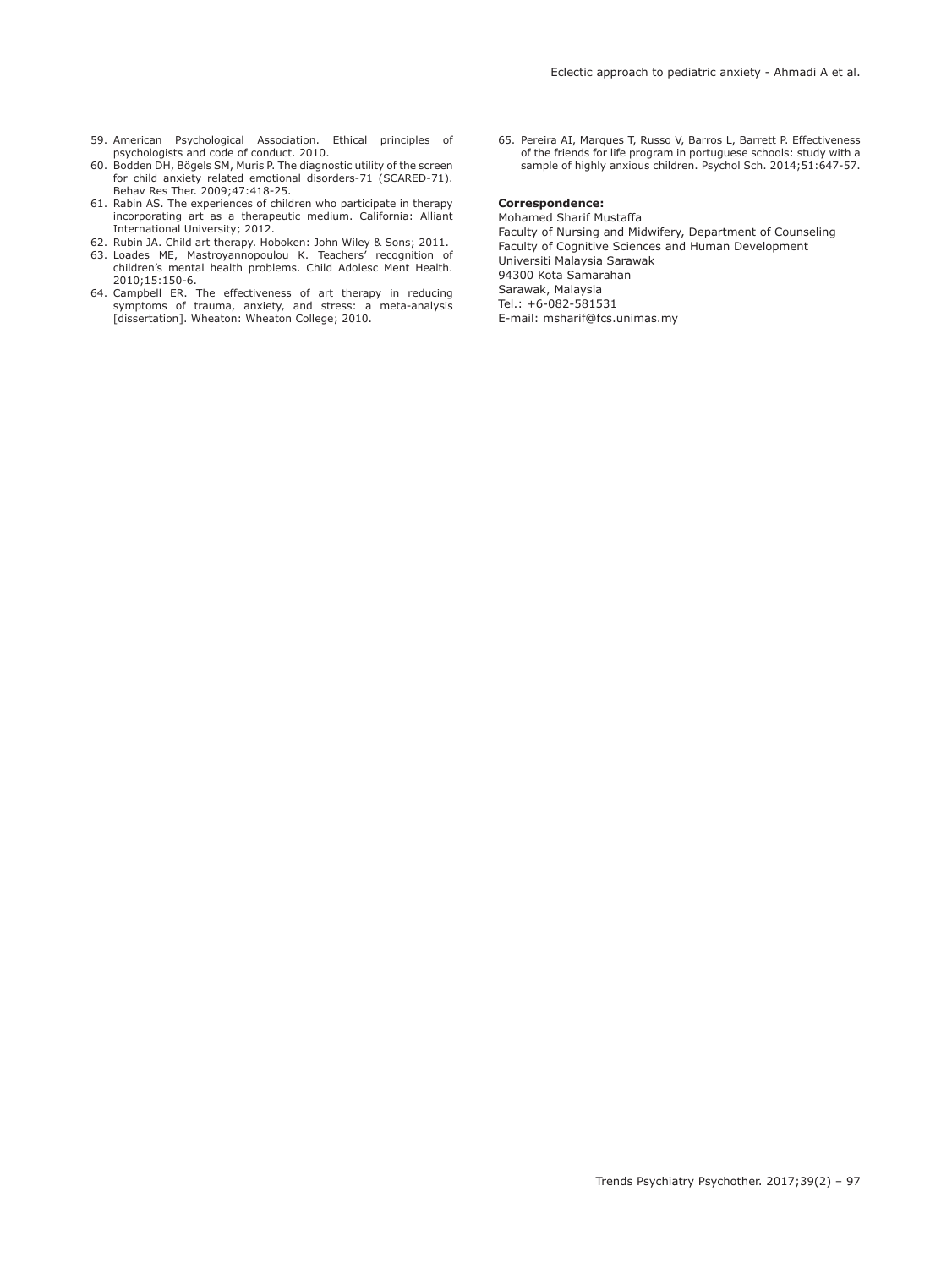59. American Psychological Association. Ethical principles of psychologists and code of conduct. 2010.
60. Bodden DH, Bögels SM, Muris P. The diagnostic utility of the screen for child anxiety related emotional disorders-71 (SCARED-71). Behav Res Ther. 2009;47:418-25.
61. Rabin AS. The experiences of children who participate in therapy incorporating art as a therapeutic medium. California: Alliant International University; 2012.
62. Rubin JA. Child art therapy. Hoboken: John Wiley & Sons; 2011.
63. Loades ME, Mastroyannopoulou K. Teachers' recognition of children's mental health problems. Child Adolesc Ment Health. 2010;15:150-6.
64. Campbell ER. The effectiveness of art therapy in reducing symptoms of trauma, anxiety, and stress: a meta-analysis [dissertation]. Wheaton: Wheaton College; 2010.
65. Pereira AI, Marques T, Russo V, Barros L, Barrett P. Effectiveness of the friends for life program in portuguese schools: study with a sample of highly anxious children. Psychol Sch. 2014;51:647-57.

**Correspondence:**
Mohamed Sharif Mustaffa
Faculty of Nursing and Midwifery, Department of Counseling
Faculty of Cognitive Sciences and Human Development
Universiti Malaysia Sarawak
94300 Kota Samarahan
Sarawak, Malaysia
Tel.: +6-082-581531
E-mail: msharif@fcs.unimas.my